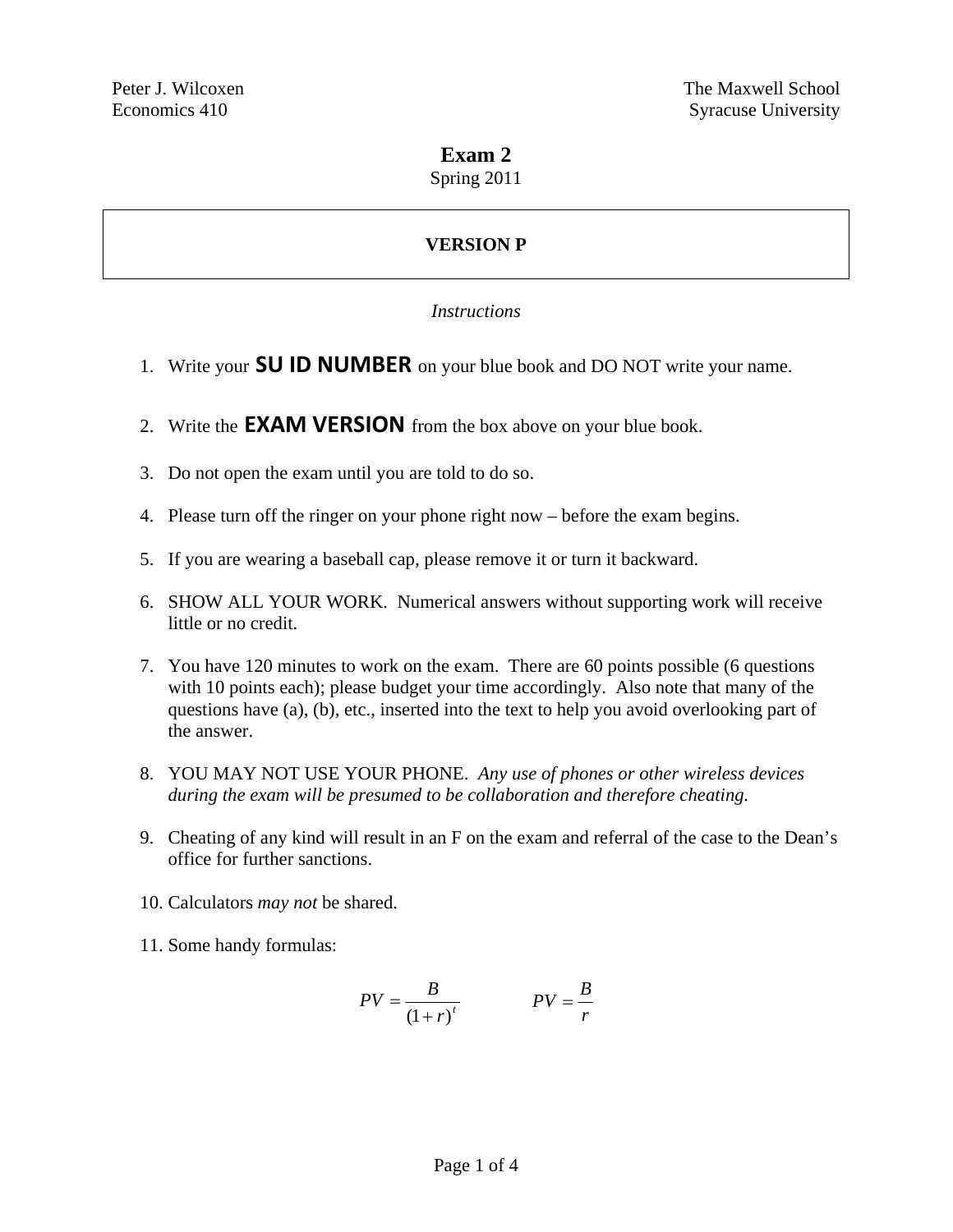Peter J. Wilcoxen
Economics 410

The Maxwell School
Syracuse University

# Exam 2

Spring 2011

**VERSION P**

*Instructions*

1. Write your **SU ID NUMBER** on your blue book and DO NOT write your name.
2. Write the **EXAM VERSION** from the box above on your blue book.
3. Do not open the exam until you are told to do so.
4. Please turn off the ringer on your phone right now – before the exam begins.
5. If you are wearing a baseball cap, please remove it or turn it backward.
6. SHOW ALL YOUR WORK. Numerical answers without supporting work will receive little or no credit.
7. You have 120 minutes to work on the exam. There are 60 points possible (6 questions with 10 points each); please budget your time accordingly. Also note that many of the questions have (a), (b), etc., inserted into the text to help you avoid overlooking part of the answer.
8. YOU MAY NOT USE YOUR PHONE. *Any use of phones or other wireless devices during the exam will be presumed to be collaboration and therefore cheating.*
9. Cheating of any kind will result in an F on the exam and referral of the case to the Dean's office for further sanctions.
10. Calculators *may not* be shared.
11. Some handy formulas:

$$PV = \frac{B}{(1+r)^t} \qquad PV = \frac{B}{r}$$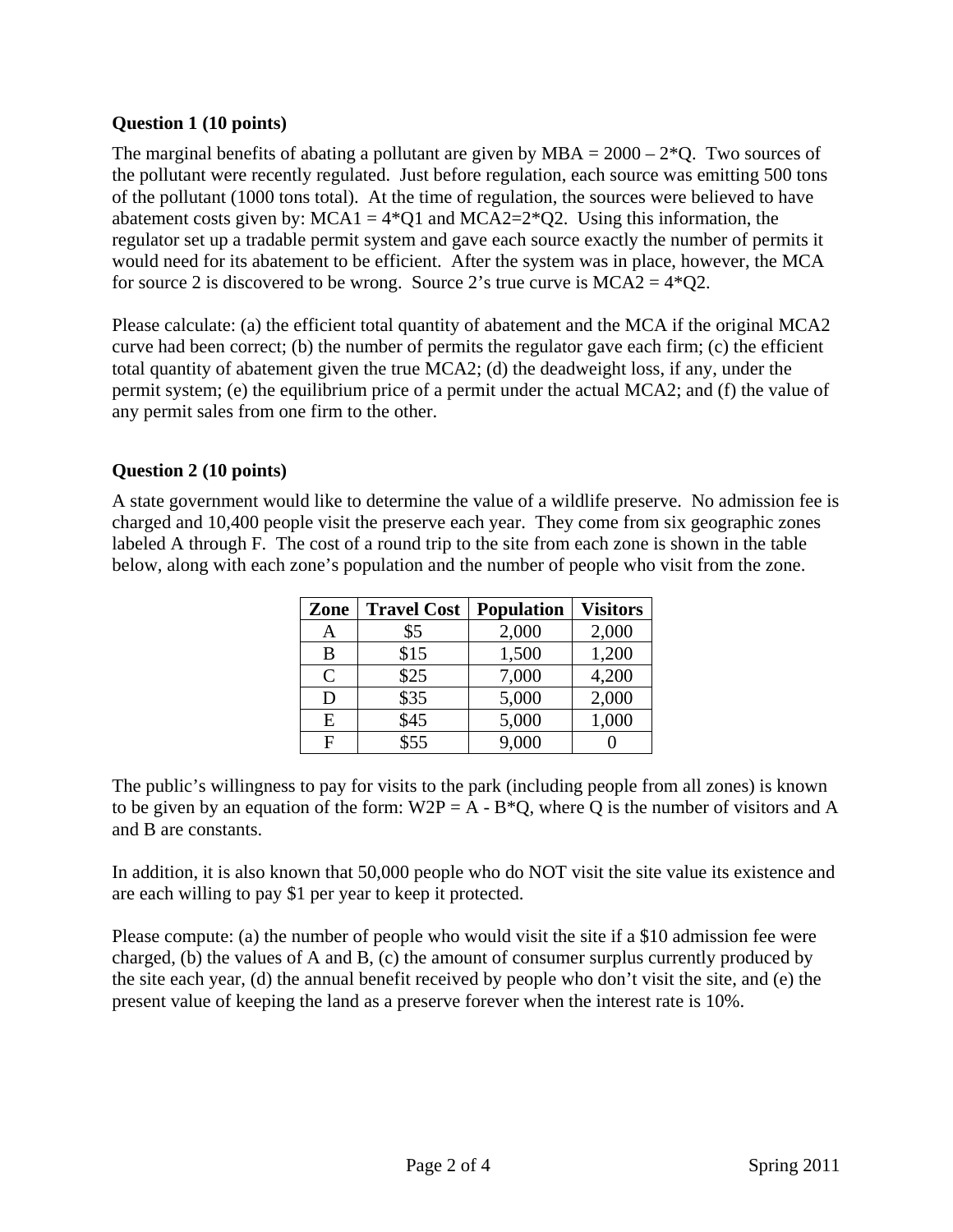**Question 1 (10 points)**

The marginal benefits of abating a pollutant are given by MBA = 2000 – 2*Q. Two sources of the pollutant were recently regulated. Just before regulation, each source was emitting 500 tons of the pollutant (1000 tons total). At the time of regulation, the sources were believed to have abatement costs given by: MCA1 = 4*Q1 and MCA2=2*Q2. Using this information, the regulator set up a tradable permit system and gave each source exactly the number of permits it would need for its abatement to be efficient. After the system was in place, however, the MCA for source 2 is discovered to be wrong. Source 2's true curve is MCA2 = 4*Q2.

Please calculate: (a) the efficient total quantity of abatement and the MCA if the original MCA2 curve had been correct; (b) the number of permits the regulator gave each firm; (c) the efficient total quantity of abatement given the true MCA2; (d) the deadweight loss, if any, under the permit system; (e) the equilibrium price of a permit under the actual MCA2; and (f) the value of any permit sales from one firm to the other.

**Question 2 (10 points)**

A state government would like to determine the value of a wildlife preserve. No admission fee is charged and 10,400 people visit the preserve each year. They come from six geographic zones labeled A through F. The cost of a round trip to the site from each zone is shown in the table below, along with each zone's population and the number of people who visit from the zone.

| Zone | Travel Cost | Population | Visitors |
|---|---|---|---|
| A | $5 | 2,000 | 2,000 |
| B | $15 | 1,500 | 1,200 |
| C | $25 | 7,000 | 4,200 |
| D | $35 | 5,000 | 2,000 |
| E | $45 | 5,000 | 1,000 |
| F | $55 | 9,000 | 0 |

The public's willingness to pay for visits to the park (including people from all zones) is known to be given by an equation of the form: W2P = A - B*Q, where Q is the number of visitors and A and B are constants.

In addition, it is also known that 50,000 people who do NOT visit the site value its existence and are each willing to pay $1 per year to keep it protected.

Please compute: (a) the number of people who would visit the site if a $10 admission fee were charged, (b) the values of A and B, (c) the amount of consumer surplus currently produced by the site each year, (d) the annual benefit received by people who don't visit the site, and (e) the present value of keeping the land as a preserve forever when the interest rate is 10%.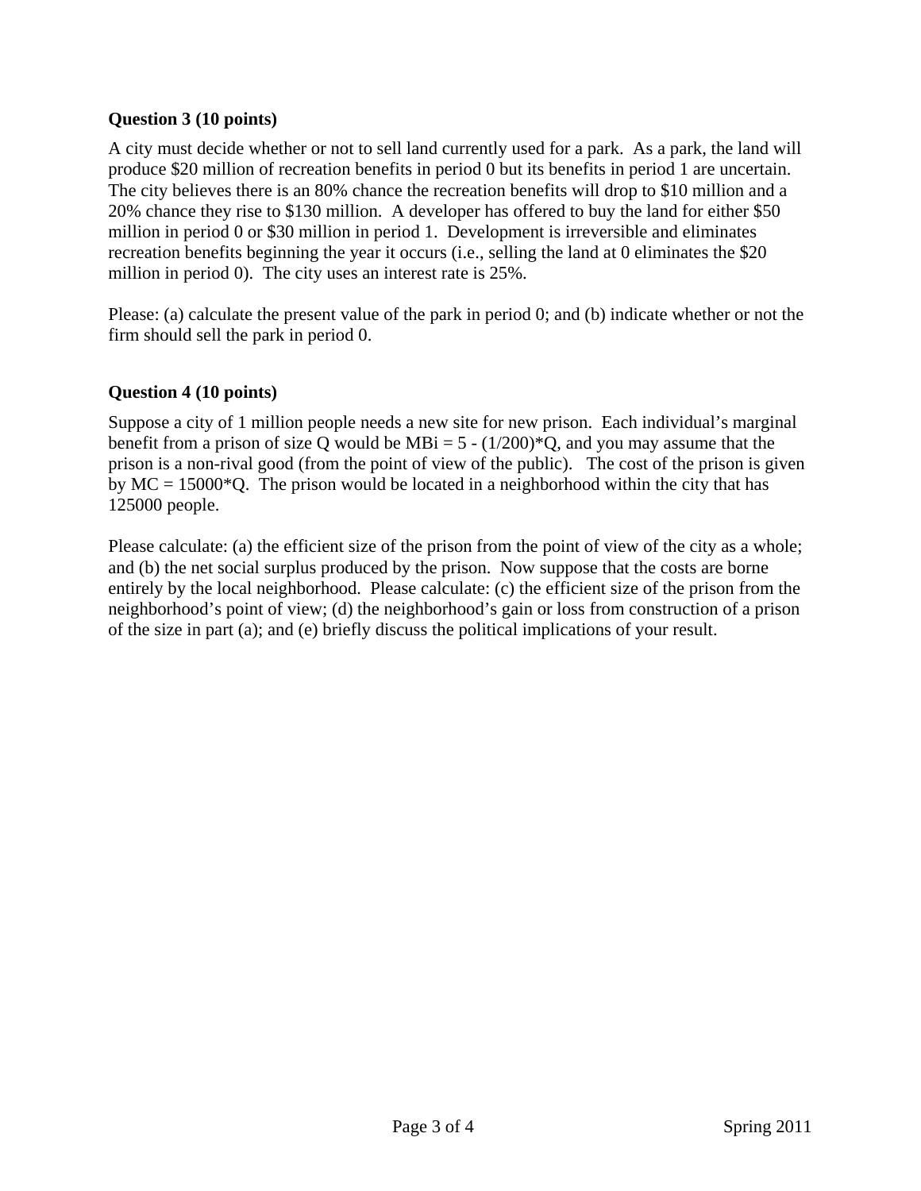**Question 3 (10 points)**

A city must decide whether or not to sell land currently used for a park. As a park, the land will produce \$20 million of recreation benefits in period 0 but its benefits in period 1 are uncertain. The city believes there is an 80% chance the recreation benefits will drop to \$10 million and a 20% chance they rise to \$130 million. A developer has offered to buy the land for either \$50 million in period 0 or \$30 million in period 1. Development is irreversible and eliminates recreation benefits beginning the year it occurs (i.e., selling the land at 0 eliminates the \$20 million in period 0). The city uses an interest rate is 25%.

Please: (a) calculate the present value of the park in period 0; and (b) indicate whether or not the firm should sell the park in period 0.

**Question 4 (10 points)**

Suppose a city of 1 million people needs a new site for new prison. Each individual's marginal benefit from a prison of size Q would be $MB_i = 5 - (1/200)*Q$, and you may assume that the prison is a non-rival good (from the point of view of the public). The cost of the prison is given by $MC = 15000*Q$. The prison would be located in a neighborhood within the city that has 125000 people.

Please calculate: (a) the efficient size of the prison from the point of view of the city as a whole; and (b) the net social surplus produced by the prison. Now suppose that the costs are borne entirely by the local neighborhood. Please calculate: (c) the efficient size of the prison from the neighborhood's point of view; (d) the neighborhood's gain or loss from construction of a prison of the size in part (a); and (e) briefly discuss the political implications of your result.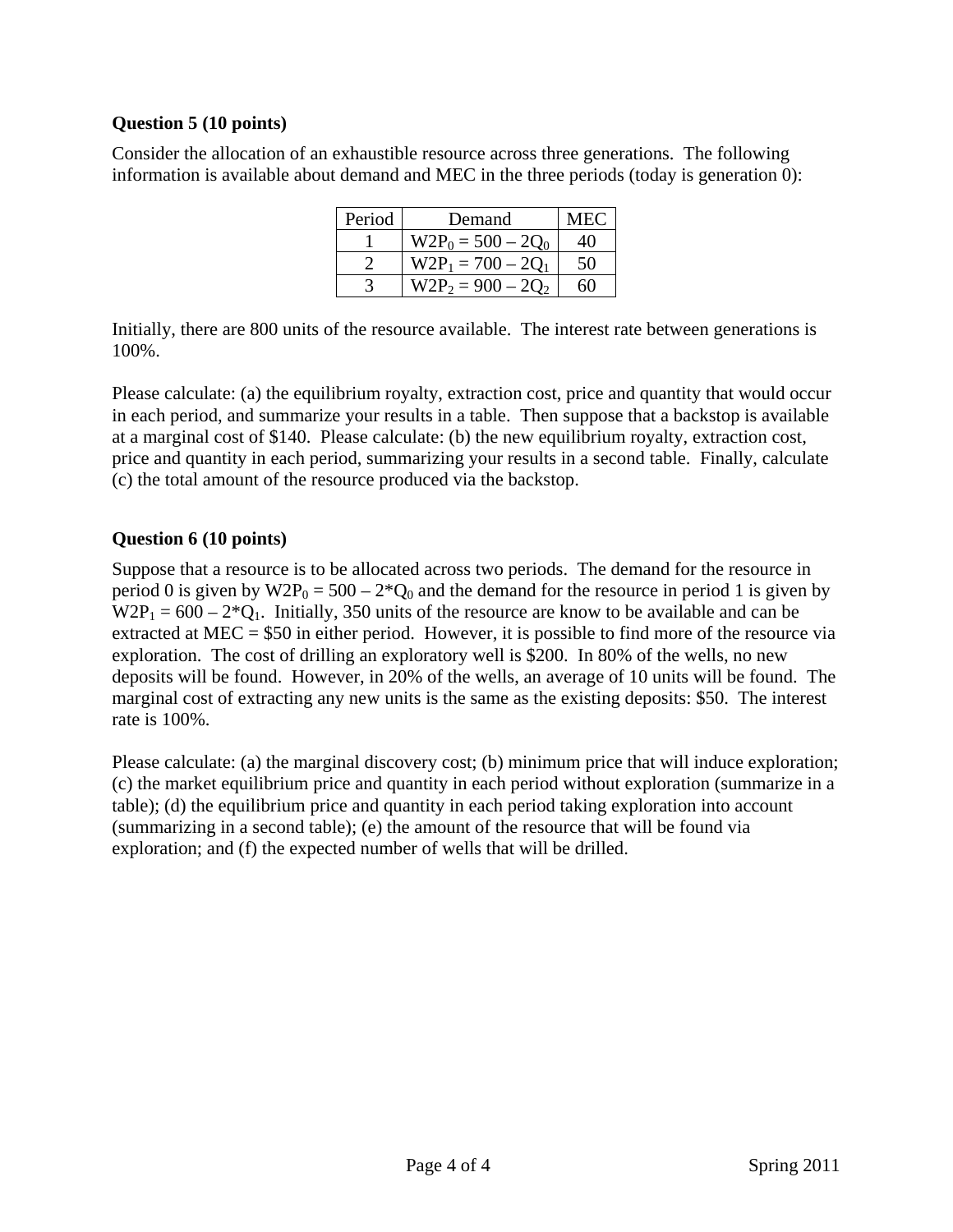**Question 5 (10 points)**

Consider the allocation of an exhaustible resource across three generations. The following information is available about demand and MEC in the three periods (today is generation 0):

| Period | Demand | MEC |
|---|---|---|
| 1 | $W2P_0 = 500 - 2Q_0$ | 40 |
| 2 | $W2P_1 = 700 - 2Q_1$ | 50 |
| 3 | $W2P_2 = 900 - 2Q_2$ | 60 |

Initially, there are 800 units of the resource available. The interest rate between generations is 100%.

Please calculate: (a) the equilibrium royalty, extraction cost, price and quantity that would occur in each period, and summarize your results in a table. Then suppose that a backstop is available at a marginal cost of \$140. Please calculate: (b) the new equilibrium royalty, extraction cost, price and quantity in each period, summarizing your results in a second table. Finally, calculate (c) the total amount of the resource produced via the backstop.

**Question 6 (10 points)**

Suppose that a resource is to be allocated across two periods. The demand for the resource in period 0 is given by $W2P_0 = 500 - 2*Q_0$ and the demand for the resource in period 1 is given by $W2P_1 = 600 - 2*Q_1$. Initially, 350 units of the resource are know to be available and can be extracted at MEC = \$50 in either period. However, it is possible to find more of the resource via exploration. The cost of drilling an exploratory well is \$200. In 80% of the wells, no new deposits will be found. However, in 20% of the wells, an average of 10 units will be found. The marginal cost of extracting any new units is the same as the existing deposits: \$50. The interest rate is 100%.

Please calculate: (a) the marginal discovery cost; (b) minimum price that will induce exploration; (c) the market equilibrium price and quantity in each period without exploration (summarize in a table); (d) the equilibrium price and quantity in each period taking exploration into account (summarizing in a second table); (e) the amount of the resource that will be found via exploration; and (f) the expected number of wells that will be drilled.